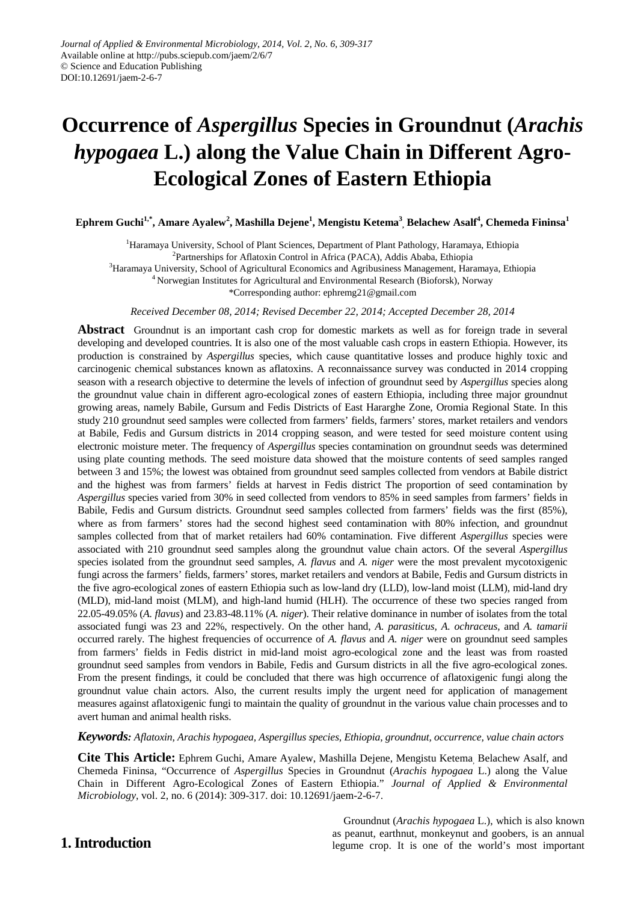Journal of Applied & Environmental Microbiology, 2014, Vol. 2, No. 6, 309-317
Available online at http://pubs.sciepub.com/jaem/2/6/7
© Science and Education Publishing
DOI:10.12691/jaem-2-6-7

# Occurrence of *Aspergillus* Species in Groundnut (*Arachis hypogaea* L.) along the Value Chain in Different Agro-Ecological Zones of Eastern Ethiopia

**Ephrem Guchi[1,*], Amare Ayalew[2], Mashilla Dejene[1], Mengistu Ketema[3], Belachew Asalf[4], Chemeda Fininsa[1]**

[1]Haramaya University, School of Plant Sciences, Department of Plant Pathology, Haramaya, Ethiopia
[2]Partnerships for Aflatoxin Control in Africa (PACA), Addis Ababa, Ethiopia
[3]Haramaya University, School of Agricultural Economics and Agribusiness Management, Haramaya, Ethiopia
[4]Norwegian Institutes for Agricultural and Environmental Research (Bioforsk), Norway
*Corresponding author: ephremg21@gmail.com

*Received December 08, 2014; Revised December 22, 2014; Accepted December 28, 2014*

**Abstract** Groundnut is an important cash crop for domestic markets as well as for foreign trade in several developing and developed countries. It is also one of the most valuable cash crops in eastern Ethiopia. However, its production is constrained by *Aspergillus* species, which cause quantitative losses and produce highly toxic and carcinogenic chemical substances known as aflatoxins. A reconnaissance survey was conducted in 2014 cropping season with a research objective to determine the levels of infection of groundnut seed by *Aspergillus* species along the groundnut value chain in different agro-ecological zones of eastern Ethiopia, including three major groundnut growing areas, namely Babile, Gursum and Fedis Districts of East Hararghe Zone, Oromia Regional State. In this study 210 groundnut seed samples were collected from farmers' fields, farmers' stores, market retailers and vendors at Babile, Fedis and Gursum districts in 2014 cropping season, and were tested for seed moisture content using electronic moisture meter. The frequency of *Aspergillus* species contamination on groundnut seeds was determined using plate counting methods. The seed moisture data showed that the moisture contents of seed samples ranged between 3 and 15%; the lowest was obtained from groundnut seed samples collected from vendors at Babile district and the highest was from farmers' fields at harvest in Fedis district The proportion of seed contamination by *Aspergillus* species varied from 30% in seed collected from vendors to 85% in seed samples from farmers' fields in Babile, Fedis and Gursum districts. Groundnut seed samples collected from farmers' fields was the first (85%), where as from farmers' stores had the second highest seed contamination with 80% infection, and groundnut samples collected from that of market retailers had 60% contamination. Five different *Aspergillus* species were associated with 210 groundnut seed samples along the groundnut value chain actors. Of the several *Aspergillus* species isolated from the groundnut seed samples, *A. flavus* and *A. niger* were the most prevalent mycotoxigenic fungi across the farmers' fields, farmers' stores, market retailers and vendors at Babile, Fedis and Gursum districts in the five agro-ecological zones of eastern Ethiopia such as low-land dry (LLD), low-land moist (LLM), mid-land dry (MLD), mid-land moist (MLM), and high-land humid (HLH). The occurrence of these two species ranged from 22.05-49.05% (*A. flavus*) and 23.83-48.11% (*A. niger*). Their relative dominance in number of isolates from the total associated fungi was 23 and 22%, respectively. On the other hand, *A. parasiticus*, *A. ochraceus*, and *A. tamarii* occurred rarely. The highest frequencies of occurrence of *A. flavus* and *A. niger* were on groundnut seed samples from farmers' fields in Fedis district in mid-land moist agro-ecological zone and the least was from roasted groundnut seed samples from vendors in Babile, Fedis and Gursum districts in all the five agro-ecological zones. From the present findings, it could be concluded that there was high occurrence of aflatoxigenic fungi along the groundnut value chain actors. Also, the current results imply the urgent need for application of management measures against aflatoxigenic fungi to maintain the quality of groundnut in the various value chain processes and to avert human and animal health risks.

***Keywords:*** *Aflatoxin, Arachis hypogaea, Aspergillus species, Ethiopia, groundnut, occurrence, value chain actors*

**Cite This Article:** Ephrem Guchi, Amare Ayalew, Mashilla Dejene, Mengistu Ketema, Belachew Asalf, and Chemeda Fininsa, "Occurrence of *Aspergillus* Species in Groundnut (*Arachis hypogaea* L.) along the Value Chain in Different Agro-Ecological Zones of Eastern Ethiopia." *Journal of Applied & Environmental Microbiology*, vol. 2, no. 6 (2014): 309-317. doi: 10.12691/jaem-2-6-7.

## 1. Introduction

Groundnut (*Arachis hypogaea* L.), which is also known as peanut, earthnut, monkeynut and goobers, is an annual legume crop. It is one of the world's most important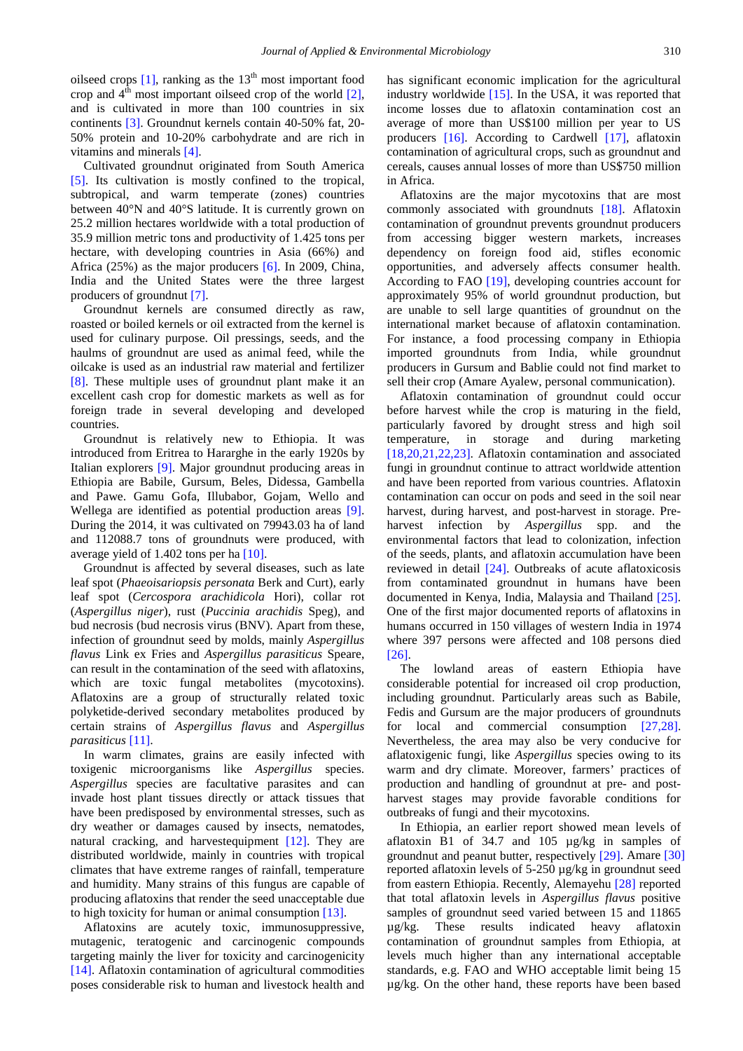oilseed crops [1], ranking as the 13th most important food crop and 4th most important oilseed crop of the world [2], and is cultivated in more than 100 countries in six continents [3]. Groundnut kernels contain 40-50% fat, 20-50% protein and 10-20% carbohydrate and are rich in vitamins and minerals [4].

Cultivated groundnut originated from South America [5]. Its cultivation is mostly confined to the tropical, subtropical, and warm temperate (zones) countries between 40°N and 40°S latitude. It is currently grown on 25.2 million hectares worldwide with a total production of 35.9 million metric tons and productivity of 1.425 tons per hectare, with developing countries in Asia (66%) and Africa (25%) as the major producers [6]. In 2009, China, India and the United States were the three largest producers of groundnut [7].

Groundnut kernels are consumed directly as raw, roasted or boiled kernels or oil extracted from the kernel is used for culinary purpose. Oil pressings, seeds, and the haulms of groundnut are used as animal feed, while the oilcake is used as an industrial raw material and fertilizer [8]. These multiple uses of groundnut plant make it an excellent cash crop for domestic markets as well as for foreign trade in several developing and developed countries.

Groundnut is relatively new to Ethiopia. It was introduced from Eritrea to Hararghe in the early 1920s by Italian explorers [9]. Major groundnut producing areas in Ethiopia are Babile, Gursum, Beles, Didessa, Gambella and Pawe. Gamu Gofa, Illubabor, Gojam, Wello and Wellega are identified as potential production areas [9]. During the 2014, it was cultivated on 79943.03 ha of land and 112088.7 tons of groundnuts were produced, with average yield of 1.402 tons per ha [10].

Groundnut is affected by several diseases, such as late leaf spot (*Phaeoisariopsis personata* Berk and Curt), early leaf spot (*Cercospora arachidicola* Hori), collar rot (*Aspergillus niger*), rust (*Puccinia arachidis* Speg), and bud necrosis (bud necrosis virus (BNV). Apart from these, infection of groundnut seed by molds, mainly *Aspergillus flavus* Link ex Fries and *Aspergillus parasiticus* Speare, can result in the contamination of the seed with aflatoxins, which are toxic fungal metabolites (mycotoxins). Aflatoxins are a group of structurally related toxic polyketide-derived secondary metabolites produced by certain strains of *Aspergillus flavus* and *Aspergillus parasiticus* [11].

In warm climates, grains are easily infected with toxigenic microorganisms like *Aspergillus* species. *Aspergillus* species are facultative parasites and can invade host plant tissues directly or attack tissues that have been predisposed by environmental stresses, such as dry weather or damages caused by insects, nematodes, natural cracking, and harvestequipment [12]. They are distributed worldwide, mainly in countries with tropical climates that have extreme ranges of rainfall, temperature and humidity. Many strains of this fungus are capable of producing aflatoxins that render the seed unacceptable due to high toxicity for human or animal consumption [13].

Aflatoxins are acutely toxic, immunosuppressive, mutagenic, teratogenic and carcinogenic compounds targeting mainly the liver for toxicity and carcinogenicity [14]. Aflatoxin contamination of agricultural commodities poses considerable risk to human and livestock health and has significant economic implication for the agricultural industry worldwide [15]. In the USA, it was reported that income losses due to aflatoxin contamination cost an average of more than US$100 million per year to US producers [16]. According to Cardwell [17], aflatoxin contamination of agricultural crops, such as groundnut and cereals, causes annual losses of more than US$750 million in Africa.

Aflatoxins are the major mycotoxins that are most commonly associated with groundnuts [18]. Aflatoxin contamination of groundnut prevents groundnut producers from accessing bigger western markets, increases dependency on foreign food aid, stifles economic opportunities, and adversely affects consumer health. According to FAO [19], developing countries account for approximately 95% of world groundnut production, but are unable to sell large quantities of groundnut on the international market because of aflatoxin contamination. For instance, a food processing company in Ethiopia imported groundnuts from India, while groundnut producers in Gursum and Bablie could not find market to sell their crop (Amare Ayalew, personal communication).

Aflatoxin contamination of groundnut could occur before harvest while the crop is maturing in the field, particularly favored by drought stress and high soil temperature, in storage and during marketing [18,20,21,22,23]. Aflatoxin contamination and associated fungi in groundnut continue to attract worldwide attention and have been reported from various countries. Aflatoxin contamination can occur on pods and seed in the soil near harvest, during harvest, and post-harvest in storage. Pre-harvest infection by *Aspergillus* spp. and the environmental factors that lead to colonization, infection of the seeds, plants, and aflatoxin accumulation have been reviewed in detail [24]. Outbreaks of acute aflatoxicosis from contaminated groundnut in humans have been documented in Kenya, India, Malaysia and Thailand [25]. One of the first major documented reports of aflatoxins in humans occurred in 150 villages of western India in 1974 where 397 persons were affected and 108 persons died [26].

The lowland areas of eastern Ethiopia have considerable potential for increased oil crop production, including groundnut. Particularly areas such as Babile, Fedis and Gursum are the major producers of groundnuts for local and commercial consumption [27,28]. Nevertheless, the area may also be very conducive for aflatoxigenic fungi, like *Aspergillus* species owing to its warm and dry climate. Moreover, farmers' practices of production and handling of groundnut at pre- and post-harvest stages may provide favorable conditions for outbreaks of fungi and their mycotoxins.

In Ethiopia, an earlier report showed mean levels of aflatoxin B1 of 34.7 and 105 µg/kg in samples of groundnut and peanut butter, respectively [29]. Amare [30] reported aflatoxin levels of 5-250 µg/kg in groundnut seed from eastern Ethiopia. Recently, Alemayehu [28] reported that total aflatoxin levels in *Aspergillus flavus* positive samples of groundnut seed varied between 15 and 11865 µg/kg. These results indicated heavy aflatoxin contamination of groundnut samples from Ethiopia, at levels much higher than any international acceptable standards, e.g. FAO and WHO acceptable limit being 15 µg/kg. On the other hand, these reports have been based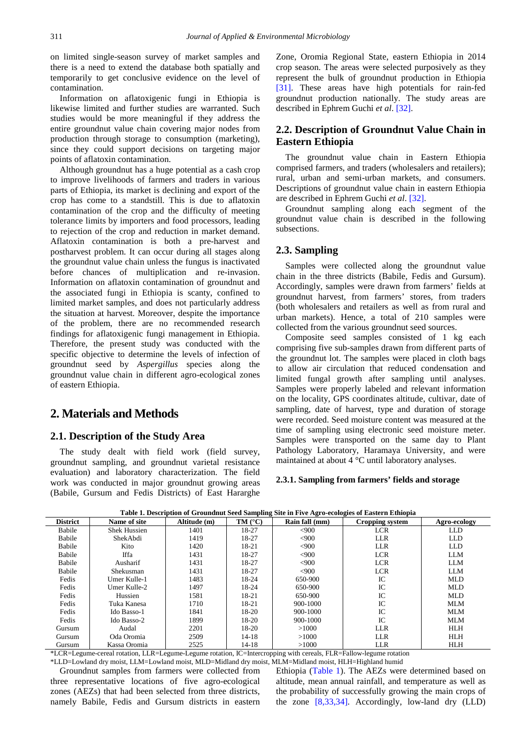on limited single-season survey of market samples and there is a need to extend the database both spatially and temporarily to get conclusive evidence on the level of contamination.

Information on aflatoxigenic fungi in Ethiopia is likewise limited and further studies are warranted. Such studies would be more meaningful if they address the entire groundnut value chain covering major nodes from production through storage to consumption (marketing), since they could support decisions on targeting major points of aflatoxin contamination.

Although groundnut has a huge potential as a cash crop to improve livelihoods of farmers and traders in various parts of Ethiopia, its market is declining and export of the crop has come to a standstill. This is due to aflatoxin contamination of the crop and the difficulty of meeting tolerance limits by importers and food processors, leading to rejection of the crop and reduction in market demand. Aflatoxin contamination is both a pre-harvest and postharvest problem. It can occur during all stages along the groundnut value chain unless the fungus is inactivated before chances of multiplication and re-invasion. Information on aflatoxin contamination of groundnut and the associated fungi in Ethiopia is scanty, confined to limited market samples, and does not particularly address the situation at harvest. Moreover, despite the importance of the problem, there are no recommended research findings for aflatoxigenic fungi management in Ethiopia. Therefore, the present study was conducted with the specific objective to determine the levels of infection of groundnut seed by *Aspergillus* species along the groundnut value chain in different agro-ecological zones of eastern Ethiopia.

# 2. Materials and Methods

## 2.1. Description of the Study Area

The study dealt with field work (field survey, groundnut sampling, and groundnut varietal resistance evaluation) and laboratory characterization. The field work was conducted in major groundnut growing areas (Babile, Gursum and Fedis Districts) of East Hararghe Zone, Oromia Regional State, eastern Ethiopia in 2014 crop season. The areas were selected purposively as they represent the bulk of groundnut production in Ethiopia [31]. These areas have high potentials for rain-fed groundnut production nationally. The study areas are described in Ephrem Guchi *et al*. [32].

## 2.2. Description of Groundnut Value Chain in Eastern Ethiopia

The groundnut value chain in Eastern Ethiopia comprised farmers, and traders (wholesalers and retailers); rural, urban and semi-urban markets, and consumers. Descriptions of groundnut value chain in eastern Ethiopia are described in Ephrem Guchi *et al*. [32].

Groundnut sampling along each segment of the groundnut value chain is described in the following subsections.

## 2.3. Sampling

Samples were collected along the groundnut value chain in the three districts (Babile, Fedis and Gursum). Accordingly, samples were drawn from farmers' fields at groundnut harvest, from farmers' stores, from traders (both wholesalers and retailers as well as from rural and urban markets). Hence, a total of 210 samples were collected from the various groundnut seed sources.

Composite seed samples consisted of 1 kg each comprising five sub-samples drawn from different parts of the groundnut lot. The samples were placed in cloth bags to allow air circulation that reduced condensation and limited fungal growth after sampling until analyses. Samples were properly labeled and relevant information on the locality, GPS coordinates altitude, cultivar, date of sampling, date of harvest, type and duration of storage were recorded. Seed moisture content was measured at the time of sampling using electronic seed moisture meter. Samples were transported on the same day to Plant Pathology Laboratory, Haramaya University, and were maintained at about 4 °C until laboratory analyses.

### 2.3.1. Sampling from farmers' fields and storage

**Table 1. Description of Groundnut Seed Sampling Site in Five Agro-ecologies of Eastern Ethiopia**

| District | Name of site | Altitude (m) | TM (°C) | Rain fall (mm) | Cropping system | Agro-ecology |
|---|---|---|---|---|---|---|
| Babile | Shek Hussien | 1401 | 18-27 | <900 | LCR | LLD |
| Babile | ShekAbdi | 1419 | 18-27 | <900 | LLR | LLD |
| Babile | Kito | 1420 | 18-21 | <900 | LLR | LLD |
| Babile | Iffa | 1431 | 18-27 | <900 | LCR | LLM |
| Babile | Ausharif | 1431 | 18-27 | <900 | LCR | LLM |
| Babile | Shekusman | 1431 | 18-27 | <900 | LCR | LLM |
| Fedis | Umer Kulle-1 | 1483 | 18-24 | 650-900 | IC | MLD |
| Fedis | Umer Kulle-2 | 1497 | 18-24 | 650-900 | IC | MLD |
| Fedis | Hussien | 1581 | 18-21 | 650-900 | IC | MLD |
| Fedis | Tuka Kanesa | 1710 | 18-21 | 900-1000 | IC | MLM |
| Fedis | Ido Basso-1 | 1841 | 18-20 | 900-1000 | IC | MLM |
| Fedis | Ido Basso-2 | 1899 | 18-20 | 900-1000 | IC | MLM |
| Gursum | Audal | 2201 | 18-20 | >1000 | LLR | HLH |
| Gursum | Oda Oromia | 2509 | 14-18 | >1000 | LLR | HLH |
| Gursum | Kassa Oromia | 2525 | 14-18 | >1000 | LLR | HLH |

*LCR=Legume-cereal rotation, LLR=Legume-Legume rotation, IC=Intercropping with cereals, FLR=Fallow-legume rotation

*LLD=Lowland dry moist, LLM=Lowland moist, MLD=Midland dry moist, MLM=Midland moist, HLH=Highland humid

Groundnut samples from farmers were collected from three representative locations of five agro-ecological zones (AEZs) that had been selected from three districts, namely Babile, Fedis and Gursum districts in eastern Ethiopia (Table 1). The AEZs were determined based on altitude, mean annual rainfall, and temperature as well as the probability of successfully growing the main crops of the zone [8,33,34]. Accordingly, low-land dry (LLD)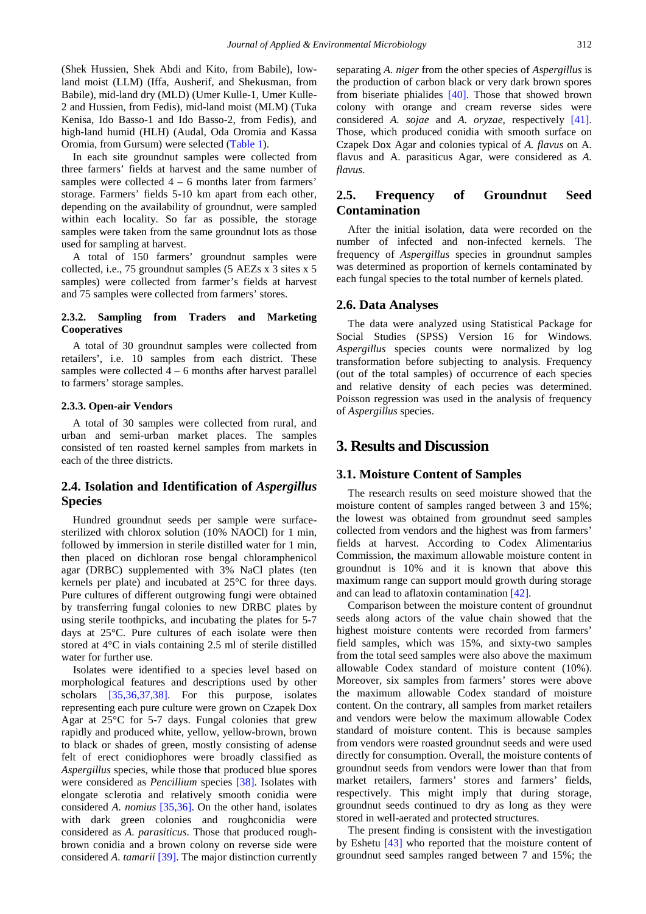(Shek Hussien, Shek Abdi and Kito, from Babile), low-land moist (LLM) (Iffa, Ausherif, and Shekusman, from Babile), mid-land dry (MLD) (Umer Kulle-1, Umer Kulle-2 and Hussien, from Fedis), mid-land moist (MLM) (Tuka Kenisa, Ido Basso-1 and Ido Basso-2, from Fedis), and high-land humid (HLH) (Audal, Oda Oromia and Kassa Oromia, from Gursum) were selected (Table 1).

In each site groundnut samples were collected from three farmers' fields at harvest and the same number of samples were collected 4 – 6 months later from farmers' storage. Farmers' fields 5-10 km apart from each other, depending on the availability of groundnut, were sampled within each locality. So far as possible, the storage samples were taken from the same groundnut lots as those used for sampling at harvest.

A total of 150 farmers' groundnut samples were collected, i.e., 75 groundnut samples (5 AEZs x 3 sites x 5 samples) were collected from farmer's fields at harvest and 75 samples were collected from farmers' stores.

#### 2.3.2. Sampling from Traders and Marketing Cooperatives

A total of 30 groundnut samples were collected from retailers', i.e. 10 samples from each district. These samples were collected 4 – 6 months after harvest parallel to farmers' storage samples.

#### 2.3.3. Open-air Vendors

A total of 30 samples were collected from rural, and urban and semi-urban market places. The samples consisted of ten roasted kernel samples from markets in each of the three districts.

### 2.4. Isolation and Identification of *Aspergillus* Species

Hundred groundnut seeds per sample were surface-sterilized with chlorox solution (10% NAOCl) for 1 min, followed by immersion in sterile distilled water for 1 min, then placed on dichloran rose bengal chloramphenicol agar (DRBC) supplemented with 3% NaCl plates (ten kernels per plate) and incubated at 25°C for three days. Pure cultures of different outgrowing fungi were obtained by transferring fungal colonies to new DRBC plates by using sterile toothpicks, and incubating the plates for 5-7 days at 25°C. Pure cultures of each isolate were then stored at 4°C in vials containing 2.5 ml of sterile distilled water for further use.

Isolates were identified to a species level based on morphological features and descriptions used by other scholars [35,36,37,38]. For this purpose, isolates representing each pure culture were grown on Czapek Dox Agar at 25°C for 5-7 days. Fungal colonies that grew rapidly and produced white, yellow, yellow-brown, brown to black or shades of green, mostly consisting of adense felt of erect conidiophores were broadly classified as *Aspergillus* species, while those that produced blue spores were considered as *Pencillium* species [38]. Isolates with elongate sclerotia and relatively smooth conidia were considered *A. nomius* [35,36]. On the other hand, isolates with dark green colonies and roughconidia were considered as *A. parasiticus*. Those that produced rough-brown conidia and a brown colony on reverse side were considered *A. tamarii* [39]. The major distinction currently separating *A. niger* from the other species of *Aspergillus* is the production of carbon black or very dark brown spores from biseriate phialides [40]. Those that showed brown colony with orange and cream reverse sides were considered *A. sojae* and *A. oryzae*, respectively [41]. Those, which produced conidia with smooth surface on Czapek Dox Agar and colonies typical of *A. flavus* on A. flavus and A. parasiticus Agar, were considered as *A. flavus*.

### 2.5. Frequency of Groundnut Seed Contamination

After the initial isolation, data were recorded on the number of infected and non-infected kernels. The frequency of *Aspergillus* species in groundnut samples was determined as proportion of kernels contaminated by each fungal species to the total number of kernels plated.

### 2.6. Data Analyses

The data were analyzed using Statistical Package for Social Studies (SPSS) Version 16 for Windows. *Aspergillus* species counts were normalized by log transformation before subjecting to analysis. Frequency (out of the total samples) of occurrence of each species and relative density of each pecies was determined. Poisson regression was used in the analysis of frequency of *Aspergillus* species.

## 3. Results and Discussion

### 3.1. Moisture Content of Samples

The research results on seed moisture showed that the moisture content of samples ranged between 3 and 15%; the lowest was obtained from groundnut seed samples collected from vendors and the highest was from farmers' fields at harvest. According to Codex Alimentarius Commission, the maximum allowable moisture content in groundnut is 10% and it is known that above this maximum range can support mould growth during storage and can lead to aflatoxin contamination [42].

Comparison between the moisture content of groundnut seeds along actors of the value chain showed that the highest moisture contents were recorded from farmers' field samples, which was 15%, and sixty-two samples from the total seed samples were also above the maximum allowable Codex standard of moisture content (10%). Moreover, six samples from farmers' stores were above the maximum allowable Codex standard of moisture content. On the contrary, all samples from market retailers and vendors were below the maximum allowable Codex standard of moisture content. This is because samples from vendors were roasted groundnut seeds and were used directly for consumption. Overall, the moisture contents of groundnut seeds from vendors were lower than that from market retailers, farmers' stores and farmers' fields, respectively. This might imply that during storage, groundnut seeds continued to dry as long as they were stored in well-aerated and protected structures.

The present finding is consistent with the investigation by Eshetu [43] who reported that the moisture content of groundnut seed samples ranged between 7 and 15%; the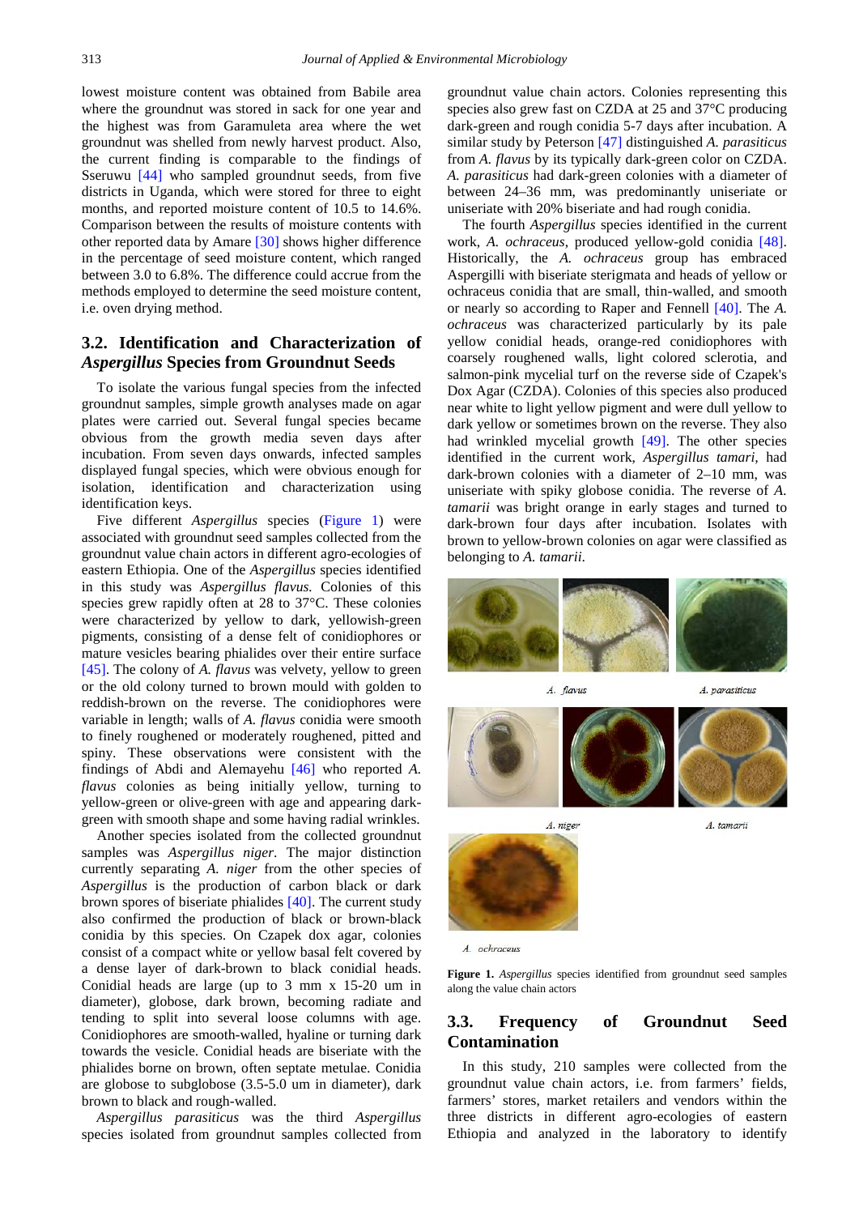lowest moisture content was obtained from Babile area where the groundnut was stored in sack for one year and the highest was from Garamuleta area where the wet groundnut was shelled from newly harvest product. Also, the current finding is comparable to the findings of Sseruwu [44] who sampled groundnut seeds, from five districts in Uganda, which were stored for three to eight months, and reported moisture content of 10.5 to 14.6%. Comparison between the results of moisture contents with other reported data by Amare [30] shows higher difference in the percentage of seed moisture content, which ranged between 3.0 to 6.8%. The difference could accrue from the methods employed to determine the seed moisture content, i.e. oven drying method.

## 3.2. Identification and Characterization of *Aspergillus* Species from Groundnut Seeds

To isolate the various fungal species from the infected groundnut samples, simple growth analyses made on agar plates were carried out. Several fungal species became obvious from the growth media seven days after incubation. From seven days onwards, infected samples displayed fungal species, which were obvious enough for isolation, identification and characterization using identification keys.

Five different *Aspergillus* species (Figure 1) were associated with groundnut seed samples collected from the groundnut value chain actors in different agro-ecologies of eastern Ethiopia. One of the *Aspergillus* species identified in this study was *Aspergillus flavus.* Colonies of this species grew rapidly often at 28 to 37°C. These colonies were characterized by yellow to dark, yellowish-green pigments, consisting of a dense felt of conidiophores or mature vesicles bearing phialides over their entire surface [45]. The colony of *A. flavus* was velvety, yellow to green or the old colony turned to brown mould with golden to reddish-brown on the reverse. The conidiophores were variable in length; walls of *A. flavus* conidia were smooth to finely roughened or moderately roughened, pitted and spiny. These observations were consistent with the findings of Abdi and Alemayehu [46] who reported *A. flavus* colonies as being initially yellow, turning to yellow-green or olive-green with age and appearing dark-green with smooth shape and some having radial wrinkles.

Another species isolated from the collected groundnut samples was *Aspergillus niger*. The major distinction currently separating *A. niger* from the other species of *Aspergillus* is the production of carbon black or dark brown spores of biseriate phialides [40]. The current study also confirmed the production of black or brown-black conidia by this species. On Czapek dox agar, colonies consist of a compact white or yellow basal felt covered by a dense layer of dark-brown to black conidial heads. Conidial heads are large (up to 3 mm x 15-20 um in diameter), globose, dark brown, becoming radiate and tending to split into several loose columns with age. Conidiophores are smooth-walled, hyaline or turning dark towards the vesicle. Conidial heads are biseriate with the phialides borne on brown, often septate metulae. Conidia are globose to subglobose (3.5-5.0 um in diameter), dark brown to black and rough-walled.

*Aspergillus parasiticus* was the third *Aspergillus* species isolated from groundnut samples collected from groundnut value chain actors. Colonies representing this species also grew fast on CZDA at 25 and 37°C producing dark-green and rough conidia 5-7 days after incubation. A similar study by Peterson [47] distinguished *A. parasiticus* from *A. flavus* by its typically dark-green color on CZDA. *A. parasiticus* had dark-green colonies with a diameter of between 24–36 mm, was predominantly uniseriate or uniseriate with 20% biseriate and had rough conidia.

The fourth *Aspergillus* species identified in the current work, *A. ochraceus*, produced yellow-gold conidia [48]. Historically, the *A. ochraceus* group has embraced Aspergilli with biseriate sterigmata and heads of yellow or ochraceus conidia that are small, thin-walled, and smooth or nearly so according to Raper and Fennell [40]. The *A. ochraceus* was characterized particularly by its pale yellow conidial heads, orange-red conidiophores with coarsely roughened walls, light colored sclerotia, and salmon-pink mycelial turf on the reverse side of Czapek's Dox Agar (CZDA). Colonies of this species also produced near white to light yellow pigment and were dull yellow to dark yellow or sometimes brown on the reverse. They also had wrinkled mycelial growth [49]. The other species identified in the current work, *Aspergillus tamari*, had dark-brown colonies with a diameter of 2–10 mm, was uniseriate with spiky globose conidia. The reverse of *A. tamarii* was bright orange in early stages and turned to dark-brown four days after incubation. Isolates with brown to yellow-brown colonies on agar were classified as belonging to *A. tamarii.*

*A. flavus* — *A. parasiticus*

*A. niger* — *A. tamarii*

*A. ochraceus*

**Figure 1.** *Aspergillus* species identified from groundnut seed samples along the value chain actors

## 3.3. Frequency of Groundnut Seed Contamination

In this study, 210 samples were collected from the groundnut value chain actors, i.e. from farmers' fields, farmers' stores, market retailers and vendors within the three districts in different agro-ecologies of eastern Ethiopia and analyzed in the laboratory to identify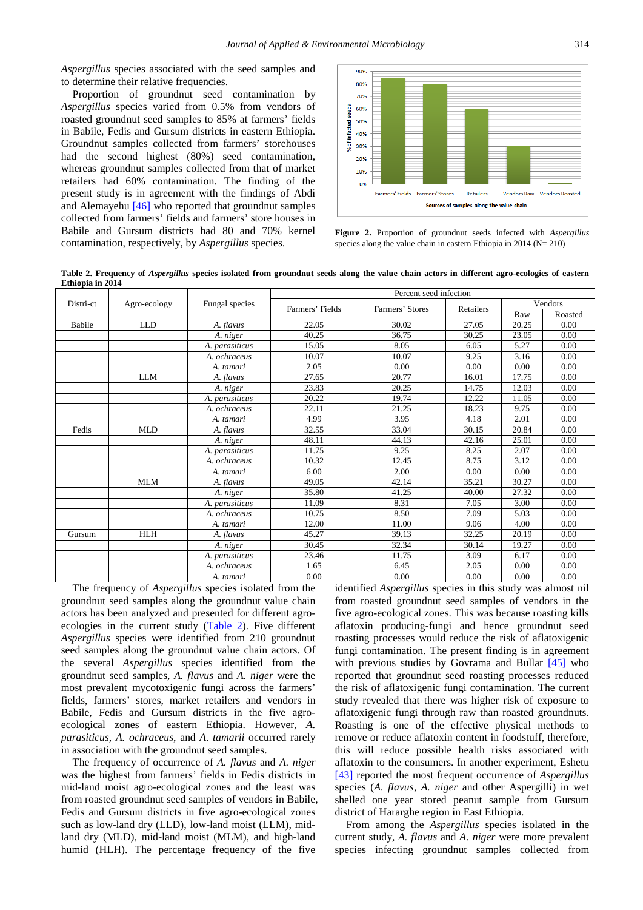*Aspergillus* species associated with the seed samples and to determine their relative frequencies.

Proportion of groundnut seed contamination by *Aspergillus* species varied from 0.5% from vendors of roasted groundnut seed samples to 85% at farmers' fields in Babile, Fedis and Gursum districts in eastern Ethiopia. Groundnut samples collected from farmers' storehouses had the second highest (80%) seed contamination, whereas groundnut samples collected from that of market retailers had 60% contamination. The finding of the present study is in agreement with the findings of Abdi and Alemayehu [46] who reported that groundnut samples collected from farmers' fields and farmers' store houses in Babile and Gursum districts had 80 and 70% kernel contamination, respectively, by *Aspergillus* species.

**Figure 2.** Proportion of groundnut seeds infected with *Aspergillus* species along the value chain in eastern Ethiopia in 2014 (N= 210)

**Table 2. Frequency of *Aspergillus* species isolated from groundnut seeds along the value chain actors in different agro-ecologies of eastern Ethiopia in 2014**

| Distri-ct | Agro-ecology | Fungal species | Percent seed infection | | | | |
|---|---|---|---|---|---|---|---|
| | | | Farmers' Fields | Farmers' Stores | Retailers | Vendors | |
| | | | | | | Raw | Roasted |
| Babile | LLD | *A. flavus* | 22.05 | 30.02 | 27.05 | 20.25 | 0.00 |
| | | *A. niger* | 40.25 | 36.75 | 30.25 | 23.05 | 0.00 |
| | | *A. parasiticus* | 15.05 | 8.05 | 6.05 | 5.27 | 0.00 |
| | | *A. ochraceus* | 10.07 | 10.07 | 9.25 | 3.16 | 0.00 |
| | | *A. tamari* | 2.05 | 0.00 | 0.00 | 0.00 | 0.00 |
| | LLM | *A. flavus* | 27.65 | 20.77 | 16.01 | 17.75 | 0.00 |
| | | *A. niger* | 23.83 | 20.25 | 14.75 | 12.03 | 0.00 |
| | | *A. parasiticus* | 20.22 | 19.74 | 12.22 | 11.05 | 0.00 |
| | | *A. ochraceus* | 22.11 | 21.25 | 18.23 | 9.75 | 0.00 |
| | | *A. tamari* | 4.99 | 3.95 | 4.18 | 2.01 | 0.00 |
| Fedis | MLD | *A. flavus* | 32.55 | 33.04 | 30.15 | 20.84 | 0.00 |
| | | *A. niger* | 48.11 | 44.13 | 42.16 | 25.01 | 0.00 |
| | | *A. parasiticus* | 11.75 | 9.25 | 8.25 | 2.07 | 0.00 |
| | | *A. ochraceus* | 10.32 | 12.45 | 8.75 | 3.12 | 0.00 |
| | | *A. tamari* | 6.00 | 2.00 | 0.00 | 0.00 | 0.00 |
| | MLM | *A. flavus* | 49.05 | 42.14 | 35.21 | 30.27 | 0.00 |
| | | *A. niger* | 35.80 | 41.25 | 40.00 | 27.32 | 0.00 |
| | | *A. parasiticus* | 11.09 | 8.31 | 7.05 | 3.00 | 0.00 |
| | | *A. ochraceus* | 10.75 | 8.50 | 7.09 | 5.03 | 0.00 |
| | | *A. tamari* | 12.00 | 11.00 | 9.06 | 4.00 | 0.00 |
| Gursum | HLH | *A. flavus* | 45.27 | 39.13 | 32.25 | 20.19 | 0.00 |
| | | *A. niger* | 30.45 | 32.34 | 30.14 | 19.27 | 0.00 |
| | | *A. parasiticus* | 23.46 | 11.75 | 3.09 | 6.17 | 0.00 |
| | | *A. ochraceus* | 1.65 | 6.45 | 2.05 | 0.00 | 0.00 |
| | | *A. tamari* | 0.00 | 0.00 | 0.00 | 0.00 | 0.00 |

The frequency of *Aspergillus* species isolated from the groundnut seed samples along the groundnut value chain actors has been analyzed and presented for different agro-ecologies in the current study (Table 2). Five different *Aspergillus* species were identified from 210 groundnut seed samples along the groundnut value chain actors. Of the several *Aspergillus* species identified from the groundnut seed samples, *A. flavus* and *A. niger* were the most prevalent mycotoxigenic fungi across the farmers' fields, farmers' stores, market retailers and vendors in Babile, Fedis and Gursum districts in the five agro-ecological zones of eastern Ethiopia. However, *A. parasiticus*, *A. ochraceus*, and *A. tamarii* occurred rarely in association with the groundnut seed samples.

The frequency of occurrence of *A. flavus* and *A. niger* was the highest from farmers' fields in Fedis districts in mid-land moist agro-ecological zones and the least was from roasted groundnut seed samples of vendors in Babile, Fedis and Gursum districts in five agro-ecological zones such as low-land dry (LLD), low-land moist (LLM), mid-land dry (MLD), mid-land moist (MLM), and high-land humid (HLH). The percentage frequency of the five identified *Aspergillus* species in this study was almost nil from roasted groundnut seed samples of vendors in the five agro-ecological zones. This was because roasting kills aflatoxin producing-fungi and hence groundnut seed roasting processes would reduce the risk of aflatoxigenic fungi contamination. The present finding is in agreement with previous studies by Govrama and Bullar [45] who reported that groundnut seed roasting processes reduced the risk of aflatoxigenic fungi contamination. The current study revealed that there was higher risk of exposure to aflatoxigenic fungi through raw than roasted groundnuts. Roasting is one of the effective physical methods to remove or reduce aflatoxin content in foodstuff, therefore, this will reduce possible health risks associated with aflatoxin to the consumers. In another experiment, Eshetu [43] reported the most frequent occurrence of *Aspergillus* species (*A. flavus*, *A. niger* and other Aspergilli) in wet shelled one year stored peanut sample from Gursum district of Hararghe region in East Ethiopia.

From among the *Aspergillus* species isolated in the current study, *A. flavus* and *A. niger* were more prevalent species infecting groundnut samples collected from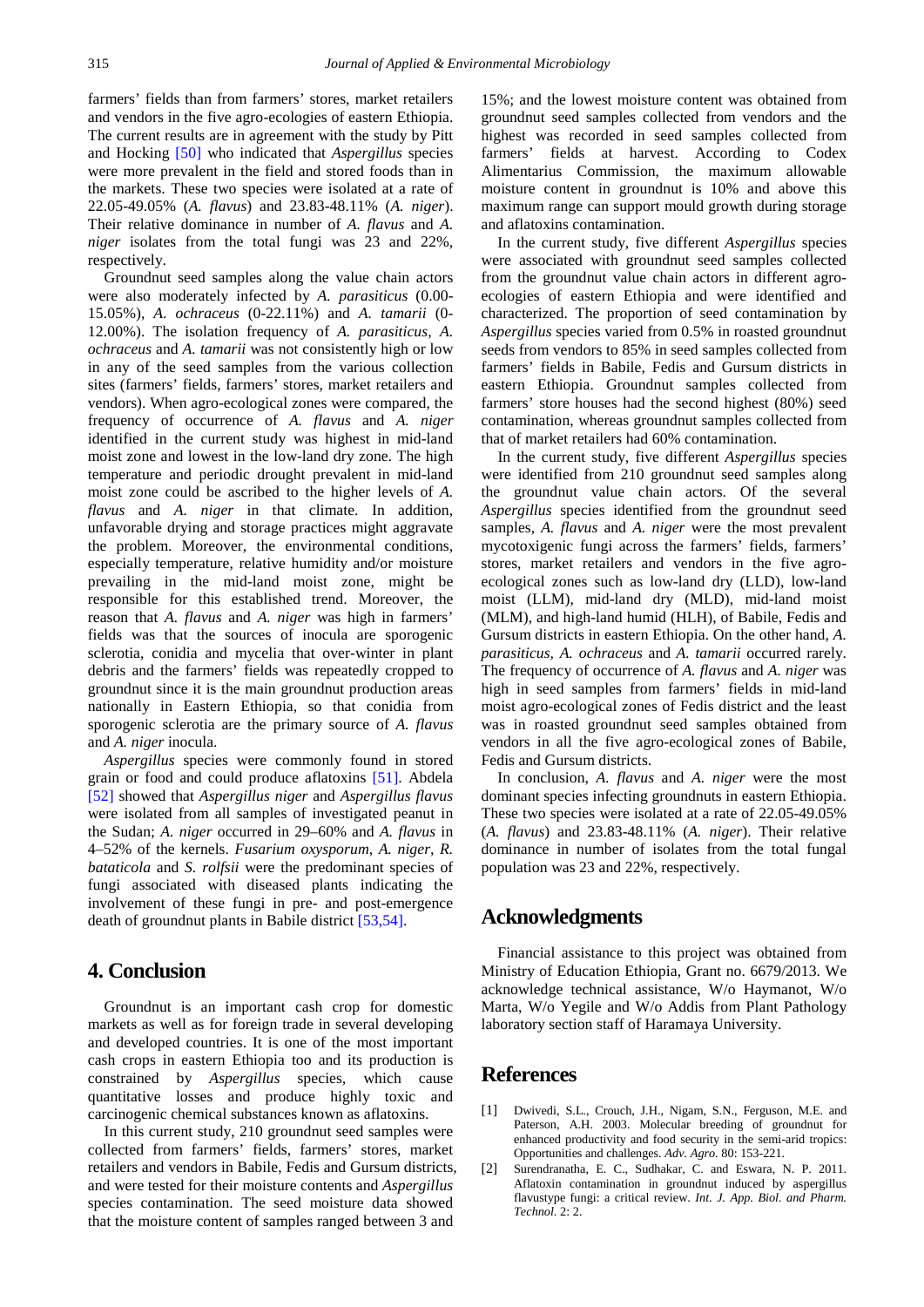farmers' fields than from farmers' stores, market retailers and vendors in the five agro-ecologies of eastern Ethiopia. The current results are in agreement with the study by Pitt and Hocking [50] who indicated that *Aspergillus* species were more prevalent in the field and stored foods than in the markets. These two species were isolated at a rate of 22.05-49.05% (*A. flavus*) and 23.83-48.11% (*A. niger*). Their relative dominance in number of *A. flavus* and *A. niger* isolates from the total fungi was 23 and 22%, respectively.

Groundnut seed samples along the value chain actors were also moderately infected by *A. parasiticus* (0.00-15.05%), *A. ochraceus* (0-22.11%) and *A. tamarii* (0-12.00%). The isolation frequency of *A. parasiticus*, *A. ochraceus* and *A. tamarii* was not consistently high or low in any of the seed samples from the various collection sites (farmers' fields, farmers' stores, market retailers and vendors). When agro-ecological zones were compared, the frequency of occurrence of *A. flavus* and *A. niger* identified in the current study was highest in mid-land moist zone and lowest in the low-land dry zone. The high temperature and periodic drought prevalent in mid-land moist zone could be ascribed to the higher levels of *A. flavus* and *A. niger* in that climate. In addition, unfavorable drying and storage practices might aggravate the problem. Moreover, the environmental conditions, especially temperature, relative humidity and/or moisture prevailing in the mid-land moist zone, might be responsible for this established trend. Moreover, the reason that *A. flavus* and *A. niger* was high in farmers' fields was that the sources of inocula are sporogenic sclerotia, conidia and mycelia that over-winter in plant debris and the farmers' fields was repeatedly cropped to groundnut since it is the main groundnut production areas nationally in Eastern Ethiopia, so that conidia from sporogenic sclerotia are the primary source of *A. flavus* and *A. niger* inocula.

*Aspergillus* species were commonly found in stored grain or food and could produce aflatoxins [51]. Abdela [52] showed that *Aspergillus niger* and *Aspergillus flavus* were isolated from all samples of investigated peanut in the Sudan; *A. niger* occurred in 29–60% and *A. flavus* in 4–52% of the kernels. *Fusarium oxysporum*, *A. niger*, *R. bataticola* and *S. rolfsii* were the predominant species of fungi associated with diseased plants indicating the involvement of these fungi in pre- and post-emergence death of groundnut plants in Babile district [53,54].

## 4. Conclusion

Groundnut is an important cash crop for domestic markets as well as for foreign trade in several developing and developed countries. It is one of the most important cash crops in eastern Ethiopia too and its production is constrained by *Aspergillus* species, which cause quantitative losses and produce highly toxic and carcinogenic chemical substances known as aflatoxins.

In this current study, 210 groundnut seed samples were collected from farmers' fields, farmers' stores, market retailers and vendors in Babile, Fedis and Gursum districts, and were tested for their moisture contents and *Aspergillus* species contamination. The seed moisture data showed that the moisture content of samples ranged between 3 and 15%; and the lowest moisture content was obtained from groundnut seed samples collected from vendors and the highest was recorded in seed samples collected from farmers' fields at harvest. According to Codex Alimentarius Commission, the maximum allowable moisture content in groundnut is 10% and above this maximum range can support mould growth during storage and aflatoxins contamination.

In the current study, five different *Aspergillus* species were associated with groundnut seed samples collected from the groundnut value chain actors in different agro-ecologies of eastern Ethiopia and were identified and characterized. The proportion of seed contamination by *Aspergillus* species varied from 0.5% in roasted groundnut seeds from vendors to 85% in seed samples collected from farmers' fields in Babile, Fedis and Gursum districts in eastern Ethiopia. Groundnut samples collected from farmers' store houses had the second highest (80%) seed contamination, whereas groundnut samples collected from that of market retailers had 60% contamination.

In the current study, five different *Aspergillus* species were identified from 210 groundnut seed samples along the groundnut value chain actors. Of the several *Aspergillus* species identified from the groundnut seed samples, *A. flavus* and *A. niger* were the most prevalent mycotoxigenic fungi across the farmers' fields, farmers' stores, market retailers and vendors in the five agro-ecological zones such as low-land dry (LLD), low-land moist (LLM), mid-land dry (MLD), mid-land moist (MLM), and high-land humid (HLH), of Babile, Fedis and Gursum districts in eastern Ethiopia. On the other hand, *A. parasiticus*, *A. ochraceus* and *A. tamarii* occurred rarely. The frequency of occurrence of *A. flavus* and *A. niger* was high in seed samples from farmers' fields in mid-land moist agro-ecological zones of Fedis district and the least was in roasted groundnut seed samples obtained from vendors in all the five agro-ecological zones of Babile, Fedis and Gursum districts.

In conclusion, *A. flavus* and *A. niger* were the most dominant species infecting groundnuts in eastern Ethiopia. These two species were isolated at a rate of 22.05-49.05% (*A. flavus*) and 23.83-48.11% (*A. niger*). Their relative dominance in number of isolates from the total fungal population was 23 and 22%, respectively.

## Acknowledgments

Financial assistance to this project was obtained from Ministry of Education Ethiopia, Grant no. 6679/2013. We acknowledge technical assistance, W/o Haymanot, W/o Marta, W/o Yegile and W/o Addis from Plant Pathology laboratory section staff of Haramaya University.

## References

[1] Dwivedi, S.L., Crouch, J.H., Nigam, S.N., Ferguson, M.E. and Paterson, A.H. 2003. Molecular breeding of groundnut for enhanced productivity and food security in the semi-arid tropics: Opportunities and challenges. *Adv. Agro.* 80: 153-221.

[2] Surendranatha, E. C., Sudhakar, C. and Eswara, N. P. 2011. Aflatoxin contamination in groundnut induced by aspergillus flavustype fungi: a critical review. *Int. J. App. Biol. and Pharm. Technol.* 2: 2.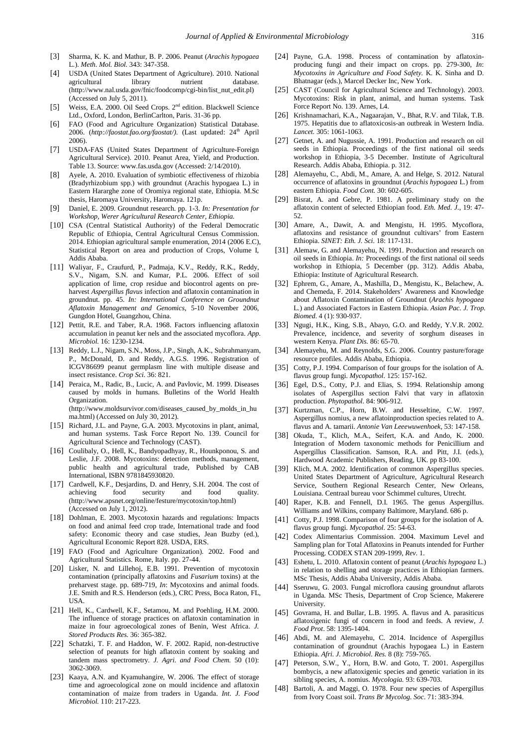[3] Sharma, K. K. and Mathur, B. P. 2006. Peanut (*Arachis hypogaea* L.). *Meth. Mol. Biol.* 343: 347-358.

[4] USDA (United States Department of Agriculture). 2010. National agricultural library nutrient database. (http://www.nal.usda.gov/fnic/foodcomp/cgi-bin/list_nut_edit.pl) (Accessed on July 5, 2011).

[5] Weiss, E.A. 2000. Oil Seed Crops. 2[nd] edition. Blackwell Science Ltd., Oxford, London, BerlinCarlton, Paris. 31-36 pp.

[6] FAO (Food and Agriculture Organization) Statistical Database. 2006. (*http://faostat.fao.org/faostat/).* (Last updated: 24[th] April 2006).

[7] USDA-FAS (United States Department of Agriculture-Foreign Agricultural Service). 2010. Peanut Area, Yield, and Production. Table 13. Source: www.fas.usda.gov (Accessed: 2/14/2010).

[8] Ayele, A. 2010. Evaluation of symbiotic effectiveness of rhizobia (Bradyrhizobium spp.) with groundnut (Arachis hypogaea L.) in Eastern Hararghe zone of Oromiya regional state, Ethiopia. M.Sc thesis, Haromaya University, Haromaya. 121p.

[9] Daniel, E. 2009. Groundnut research. pp. 1-3. *In: Presentation for Workshop, Werer Agricultural Research Center, Ethiopia.*

[10] CSA (Central Statistical Authority) of the Federal Democratic Republic of Ethiopia, Central Agricultural Census Commission. 2014. Ethiopian agricultural sample enumeration, 2014 (2006 E.C), Statistical Report on area and production of Crops, Volume I, Addis Ababa.

[11] Waliyar, F., Craufurd, P., Padmaja, K.V., Reddy, R.K., Reddy, S.V., Nigam, S.N. and Kumar, P.L. 2006. Effect of soil application of lime, crop residue and biocontrol agents on pre-harvest *Aspergillus flavus* infection and aflatoxin contamination in groundnut. pp. 45. *In: International Conference on Groundnut Aflatoxin Management and Genomics*, 5-10 November 2006, Gungdon Hotel, Guangzhou, China.

[12] Pettit, R.E. and Taber, R.A. 1968. Factors influencing aflatoxin accumulation in peanut ker nels and the associated mycoflora. *App. Microbiol.* 16: 1230-1234.

[13] Reddy, L.J., Nigam, S.N., Moss, J.P., Singh, A.K., Subrahmanyam, P., McDonald, D. and Reddy, A.G.S. 1996. Registration of ICGV86699 peanut germplasm line with multiple disease and insect resistance. *Crop Sci.* 36: 821.

[14] Peraica, M., Radic, B., Lucic, A. and Pavlovic, M. 1999. Diseases caused by molds in humans. Bulletins of the World Health Organization. (http://www.moldsurvivor.com/diseases_caused_by_molds_in_huma.html) (Accessed on July 30, 2012).

[15] Richard, J.L. and Payne, G.A. 2003. Mycotoxins in plant, animal, and human systems. Task Force Report No. 139. Council for Agricultural Science and Technology (CAST).

[16] Coulibaly, O., Hell, K., Bandyopadhyay, R., Hounkponou, S. and Leslie, J.F. 2008. Mycotoxins: detection methods, management, public health and agricultural trade, Published by CAB International, ISBN 9781845930820.

[17] Cardwell, K.F., Desjardins, D. and Henry, S.H. 2004. The cost of achieving food security and food quality. (http://www.apsnet.org/online/festure/mycotoxin/top.html) (Accessed on July 1, 2012).

[18] Dohlman, E. 2003. Mycotoxin hazards and regulations: Impacts on food and animal feed crop trade, International trade and food safety: Economic theory and case studies, Jean Buzby (ed.), Agricultural Economic Report 828. USDA, ERS.

[19] FAO (Food and Agriculture Organization). 2002. Food and Agricultural Statistics. Rome, Italy. pp. 27-44.

[20] Lisker, N. and Lillehoj, E.B. 1991. Prevention of mycotoxin contamination (principally aflatoxins and *Fusarium* toxins) at the preharvest stage. pp. 689-719, *In*: Mycotoxins and animal foods. J.E. Smith and R.S. Henderson (eds.), CRC Press, Boca Raton, FL, USA.

[21] Hell, K., Cardwell, K.F., Setamou, M. and Poehling, H.M. 2000. The influence of storage practices on aflatoxin contamination in maize in four agroecological zones of Benin, West Africa. *J. Stored Products Res.* 36: 365-382.

[22] Schatzki, T. F. and Haddon, W. F. 2002. Rapid, non-destructive selection of peanuts for high aflatoxin content by soaking and tandem mass spectrometry. *J. Agri. and Food Chem.* 50 (10): 3062-3069.

[23] Kaaya, A.N. and Kyamuhangire, W. 2006. The effect of storage time and agroecological zone on mould incidence and aflatoxin contamination of maize from traders in Uganda. *Int. J. Food Microbiol.* 110: 217-223.

[24] Payne, G.A. 1998. Process of contamination by aflatoxin-producing fungi and their impact on crops. pp. 279-300, *In*: *Mycotoxins in Agriculture and Food Safety.* K. K. Sinha and D. Bhatnagar (eds.), Marcel Decker Inc, New York.

[25] CAST (Council for Agricultural Science and Technology). 2003. Mycotoxins: Risk in plant, animal, and human systems. Task Force Report No. 139. Arnes, L4.

[26] Krishnamachari, K.A., Nagaarajan, V., Bhat, R.V. and Tilak, T.B. 1975. Hepatitis due to aflatoxicosis-an outbreak in Western India. *Lancet.* 305: 1061-1063.

[27] Getnet, A. and Nugussie, A. 1991. Production and research on oil seeds in Ethiopia. Proceedings of the first national oil seeds workshop in Ethiopia, 3-5 December. Institute of Agricultural Research. Addis Ababa, Ethiopia. p. 312.

[28] Alemayehu, C., Abdi, M., Amare, A. and Helge, S. 2012. Natural occurrence of aflatoxins in groundnut (*Arachis hypogaea* L.) from eastern Ethiopia. *Food Cont.* 30: 602-605.

[29] Bisrat, A. and Gebre, P. 1981. A preliminary study on the aflatoxin content of selected Ethiopian food. *Eth. Med. J.*, 19: 47-52.

[30] Amare, A., Dawit, A. and Mengistu, H. 1995. Mycoflora, aflatoxins and resistance of groundnut cultivars' from Eastern Ethiopia. *SINET: Eth. J. Sci.* 18: 117-131.

[31] Alemaw, G. and Alemayehu, N. 1991. Production and research on oil seeds in Ethiopia. *In:* Proceedings of the first national oil seeds workshop in Ethiopia, 5 December (pp. 312). Addis Ababa, Ethiopia: Institute of Agricultural Research.

[32] Ephrem, G., Amare, A., Mashilla, D., Mengistu, K., Belachew, A. and Chemeda, F. 2014. Stakeholders' Awareness and Knowledge about Aflatoxin Contamination of Groundnut (*Arachis hypogaea* L.) and Associated Factors in Eastern Ethiopia. *Asian Pac. J. Trop. Biomed.* 4 (1): 930-937.

[33] Ngugi, H.K., King, S.B., Abayo, G.O. and Reddy, Y.V.R. 2002. Prevalence, incidence, and severity of sorghum diseases in western Kenya. *Plant Dis.* 86: 65-70.

[34] Alemayehu, M. and Reynolds, S.G. 2006. Country pasture/forage resource profiles. Addis Ababa, Ethiopia.

[35] Cotty, P.J. 1994. Comparison of four groups for the isolation of A. flavus group fungi. *Mycopathol.* 125: 157-162.

[36] Egel, D.S., Cotty, P.J. and Elias, S. 1994. Relationship among isolates of Aspergillus section Falvi that vary in aflatoxin production. *Phytopathol.* 84: 906-912.

[37] Kurtzman, C.P., Horn, B.W. and Hesseltine, C.W. 1997. Aspergillus nomius, a new aflatoinproduction species related to A. flavus and A. tamarii. *Antonie Van Leeewuwenhoek*, 53: 147-158.

[38] Okuda, T., Klich, M.A., Seifert, K.A. and Ando, K. 2000. Integration of Modern taxonomic methods for Penicillium and Aspergillus Classification. Samson, R.A. and Pitt, J.I. (eds.), Hardwood Academic Publishers, Reading, UK. pp 83-100.

[39] Klich, M.A. 2002. Identification of common Aspergillus species. United States Department of Agriculture, Agricultural Research Service, Southern Regional Research Center, New Orleans, Louisiana. Centraal bureau voor Schimmel cultures, Utrecht.

[40] Raper, K.B. and Fennell, D.I. 1965. The genus Aspergillus. Williams and Wilkins, company Baltimore, Maryland. 686 p.

[41] Cotty, P.J. 1998. Comparison of four groups for the isolation of A. flavus group fungi. *Mycopathol.* 25: 54-63.

[42] Codex Alimentarius Commission. 2004. Maximum Level and Sampling plan for Total Aflatoxins in Peanuts intended for Further Processing. CODEX STAN 209-1999, *Rev.* 1.

[43] Eshetu, L. 2010. Aflatoxin content of peanut (*Arachis hypogaea* L.) in relation to shelling and storage practices in Ethiopian farmers. MSc Thesis, Addis Ababa University, Addis Ababa.

[44] Sseruwu, G. 2003. Fungal microflora causing groundnut aflarots in Uganda. MSc Thesis, Department of Crop Science, Makerere University.

[45] Govrama, H. and Bullar, L.B. 1995. A. flavus and A. parasiticus aflatoxigenic fungi of concern in food and feeds. A review, *J. Food Prot*. 58: 1395-1404.

[46] Abdi, M. and Alemayehu, C. 2014. Incidence of Aspergillus contamination of groundnut (Arachis hypogaea L.) in Eastern Ethiopia. *Afri. J. Microbiol. Res.* 8 (8): 759-765.

[47] Peterson, S.W., Y., Horn, B.W. and Goto, T. 2001. Aspergillus bombycis, a new aflatoxigenic species and genetic variation in its sibling species, A. nomius. *Mycologia.* 93: 639-703.

[48] Bartoli, A. and Maggi, O. 1978. Four new species of Aspergillus from Ivory Coast soil. *Trans Br Mycolog. Soc.* 71: 383-394.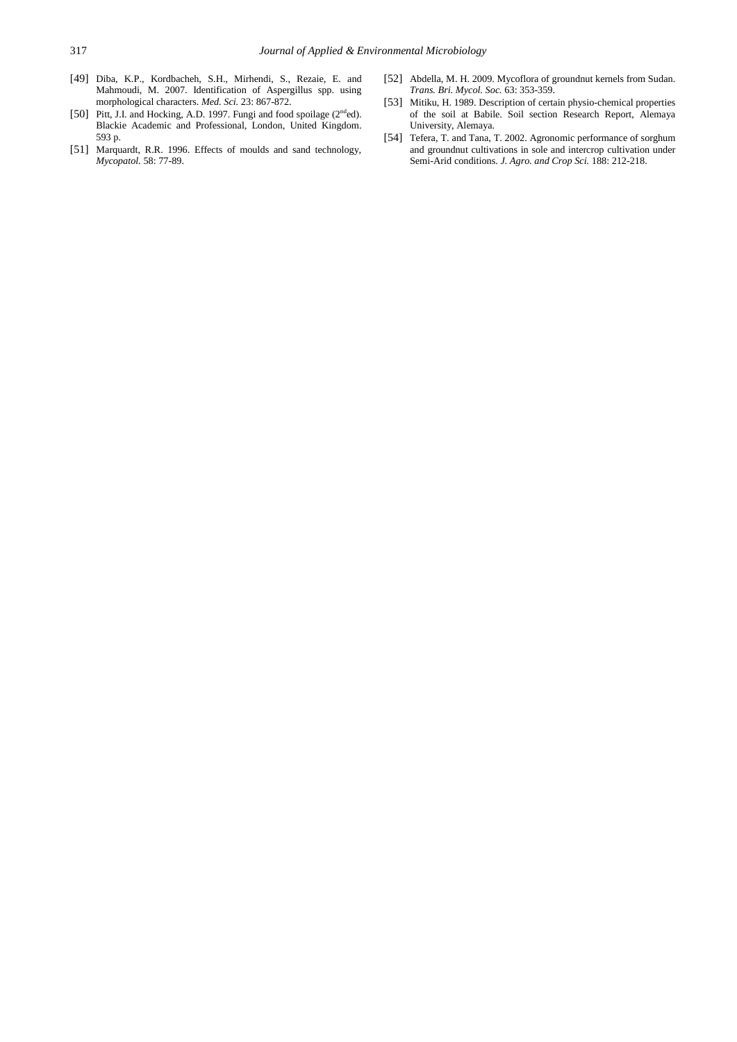[49] Diba, K.P., Kordbacheh, S.H., Mirhendi, S., Rezaie, E. and Mahmoudi, M. 2007. Identification of Aspergillus spp. using morphological characters. *Med. Sci.* 23: 867-872.

[50] Pitt, J.I. and Hocking, A.D. 1997. Fungi and food spoilage (2nd ed). Blackie Academic and Professional, London, United Kingdom. 593 p.

[51] Marquardt, R.R. 1996. Effects of moulds and sand technology, *Mycopatol.* 58: 77-89.

[52] Abdella, M. H. 2009. Mycoflora of groundnut kernels from Sudan. *Trans. Bri. Mycol. Soc.* 63: 353-359.

[53] Mitiku, H. 1989. Description of certain physio-chemical properties of the soil at Babile. Soil section Research Report, Alemaya University, Alemaya.

[54] Tefera, T. and Tana, T. 2002. Agronomic performance of sorghum and groundnut cultivations in sole and intercrop cultivation under Semi-Arid conditions. *J. Agro. and Crop Sci.* 188: 212-218.